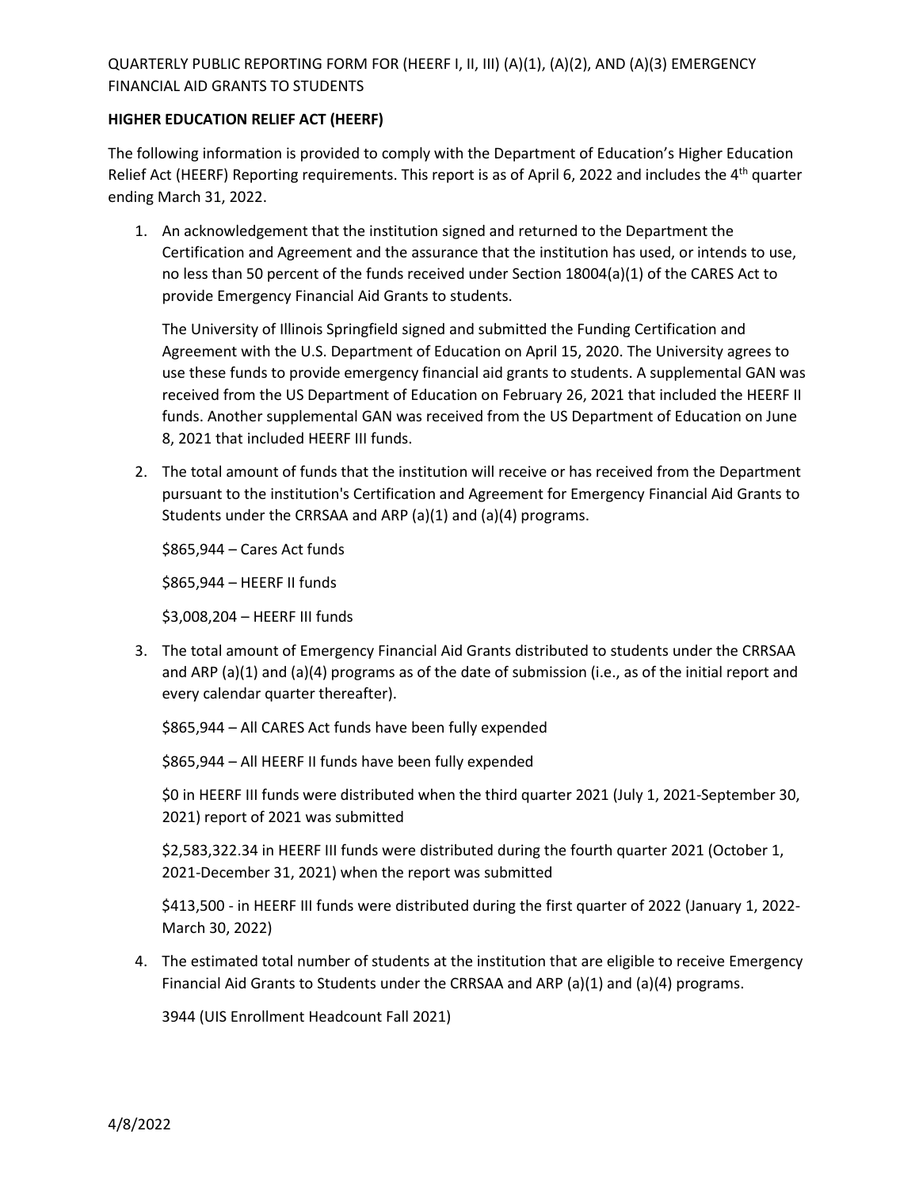QUARTERLY PUBLIC REPORTING FORM FOR (HEERF I, II, III) (A)(1), (A)(2), AND (A)(3) EMERGENCY FINANCIAL AID GRANTS TO STUDENTS

**HIGHER EDUCATION RELIEF ACT (HEERF)**

The following information is provided to comply with the Department of Education's Higher Education Relief Act (HEERF) Reporting requirements. This report is as of April 6, 2022 and includes the 4th quarter ending March 31, 2022.

1. An acknowledgement that the institution signed and returned to the Department the Certification and Agreement and the assurance that the institution has used, or intends to use, no less than 50 percent of the funds received under Section 18004(a)(1) of the CARES Act to provide Emergency Financial Aid Grants to students.

   The University of Illinois Springfield signed and submitted the Funding Certification and Agreement with the U.S. Department of Education on April 15, 2020. The University agrees to use these funds to provide emergency financial aid grants to students. A supplemental GAN was received from the US Department of Education on February 26, 2021 that included the HEERF II funds. Another supplemental GAN was received from the US Department of Education on June 8, 2021 that included HEERF III funds.

2. The total amount of funds that the institution will receive or has received from the Department pursuant to the institution's Certification and Agreement for Emergency Financial Aid Grants to Students under the CRRSAA and ARP (a)(1) and (a)(4) programs.

   $865,944 – Cares Act funds

   $865,944 – HEERF II funds

   $3,008,204 – HEERF III funds

3. The total amount of Emergency Financial Aid Grants distributed to students under the CRRSAA and ARP (a)(1) and (a)(4) programs as of the date of submission (i.e., as of the initial report and every calendar quarter thereafter).

   $865,944 – All CARES Act funds have been fully expended

   $865,944 – All HEERF II funds have been fully expended

   $0 in HEERF III funds were distributed when the third quarter 2021 (July 1, 2021-September 30, 2021) report of 2021 was submitted

   $2,583,322.34 in HEERF III funds were distributed during the fourth quarter 2021 (October 1, 2021-December 31, 2021) when the report was submitted

   $413,500 - in HEERF III funds were distributed during the first quarter of 2022 (January 1, 2022-March 30, 2022)

4. The estimated total number of students at the institution that are eligible to receive Emergency Financial Aid Grants to Students under the CRRSAA and ARP (a)(1) and (a)(4) programs.

   3944 (UIS Enrollment Headcount Fall 2021)

4/8/2022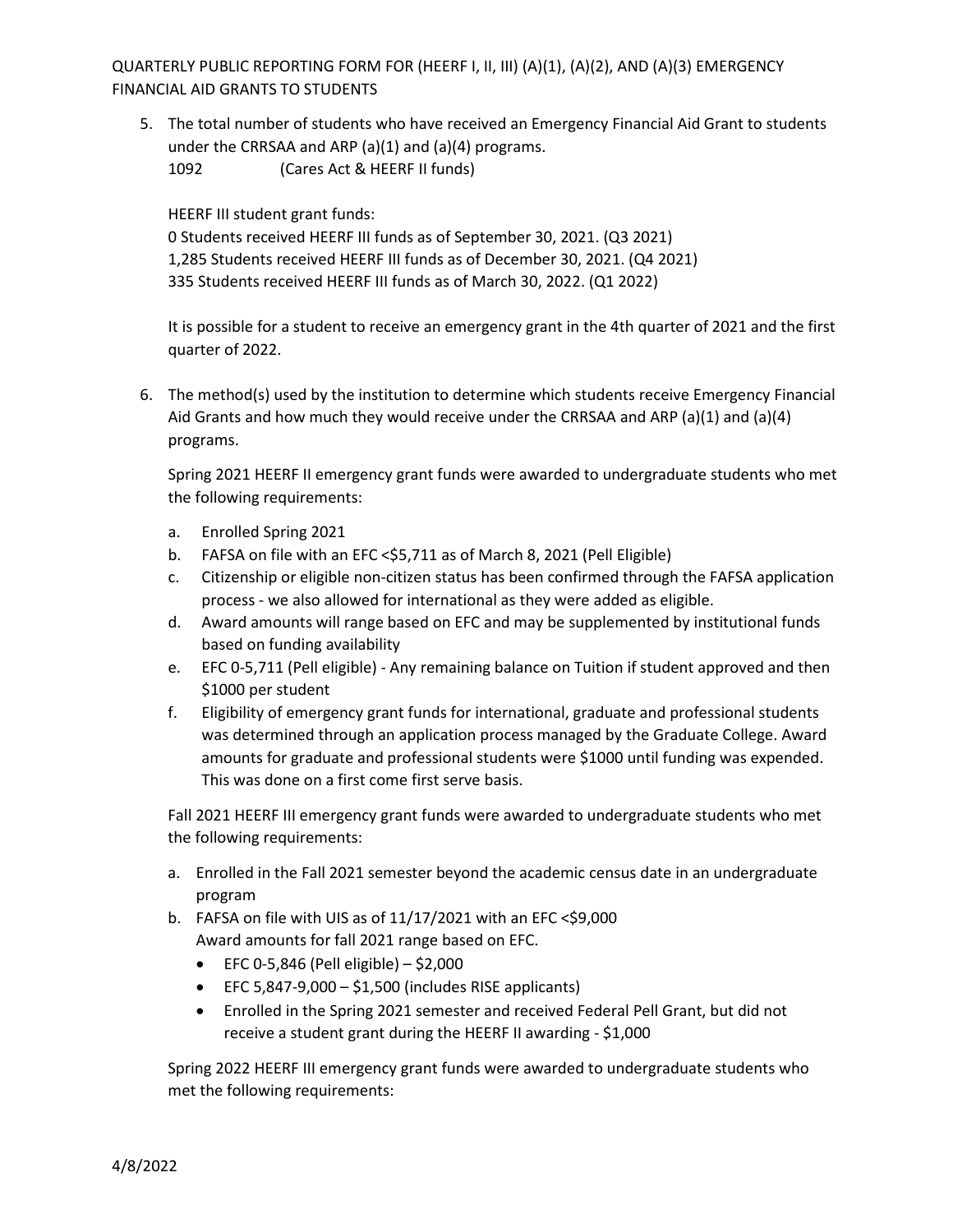5. The total number of students who have received an Emergency Financial Aid Grant to students under the CRRSAA and ARP (a)(1) and (a)(4) programs.
   1092 (Cares Act & HEERF II funds)

   HEERF III student grant funds:
   0 Students received HEERF III funds as of September 30, 2021. (Q3 2021)
   1,285 Students received HEERF III funds as of December 30, 2021. (Q4 2021)
   335 Students received HEERF III funds as of March 30, 2022. (Q1 2022)

   It is possible for a student to receive an emergency grant in the 4th quarter of 2021 and the first quarter of 2022.

6. The method(s) used by the institution to determine which students receive Emergency Financial Aid Grants and how much they would receive under the CRRSAA and ARP (a)(1) and (a)(4) programs.

   Spring 2021 HEERF II emergency grant funds were awarded to undergraduate students who met the following requirements:

   a. Enrolled Spring 2021
   b. FAFSA on file with an EFC <$5,711 as of March 8, 2021 (Pell Eligible)
   c. Citizenship or eligible non-citizen status has been confirmed through the FAFSA application process - we also allowed for international as they were added as eligible.
   d. Award amounts will range based on EFC and may be supplemented by institutional funds based on funding availability
   e. EFC 0-5,711 (Pell eligible) - Any remaining balance on Tuition if student approved and then $1000 per student
   f. Eligibility of emergency grant funds for international, graduate and professional students was determined through an application process managed by the Graduate College. Award amounts for graduate and professional students were $1000 until funding was expended. This was done on a first come first serve basis.

   Fall 2021 HEERF III emergency grant funds were awarded to undergraduate students who met the following requirements:

   a. Enrolled in the Fall 2021 semester beyond the academic census date in an undergraduate program
   b. FAFSA on file with UIS as of 11/17/2021 with an EFC <$9,000
      Award amounts for fall 2021 range based on EFC.
      - EFC 0-5,846 (Pell eligible) – $2,000
      - EFC 5,847-9,000 – $1,500 (includes RISE applicants)
      - Enrolled in the Spring 2021 semester and received Federal Pell Grant, but did not receive a student grant during the HEERF II awarding - $1,000

   Spring 2022 HEERF III emergency grant funds were awarded to undergraduate students who met the following requirements: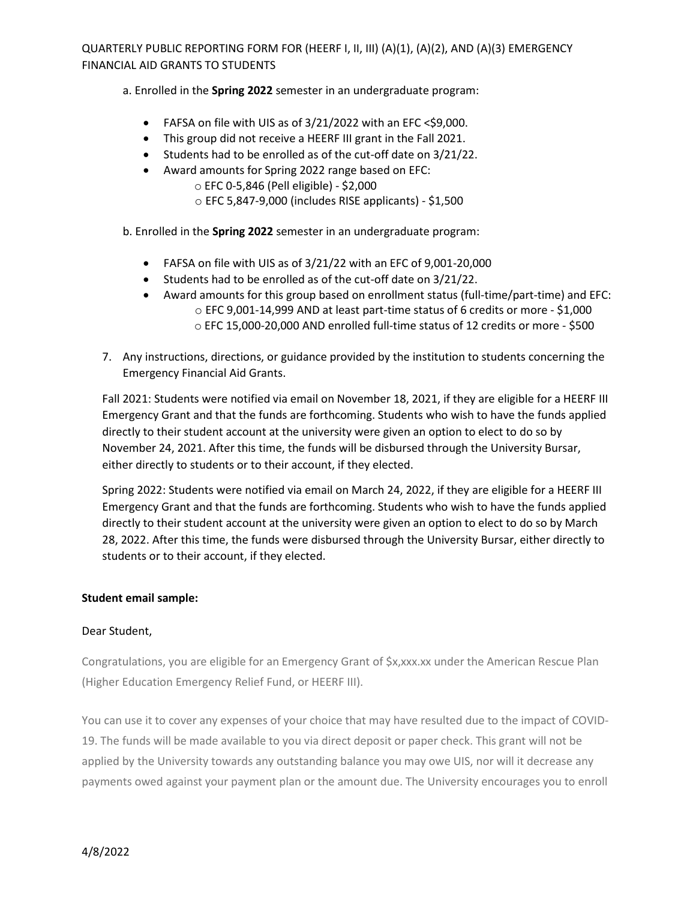a. Enrolled in the **Spring 2022** semester in an undergraduate program:

- FAFSA on file with UIS as of 3/21/2022 with an EFC <$9,000.
- This group did not receive a HEERF III grant in the Fall 2021.
- Students had to be enrolled as of the cut-off date on 3/21/22.
- Award amounts for Spring 2022 range based on EFC:
    - EFC 0-5,846 (Pell eligible) - $2,000
    - EFC 5,847-9,000 (includes RISE applicants) - $1,500

b. Enrolled in the **Spring 2022** semester in an undergraduate program:

- FAFSA on file with UIS as of 3/21/22 with an EFC of 9,001-20,000
- Students had to be enrolled as of the cut-off date on 3/21/22.
- Award amounts for this group based on enrollment status (full-time/part-time) and EFC:
    - EFC 9,001-14,999 AND at least part-time status of 6 credits or more - $1,000
    - EFC 15,000-20,000 AND enrolled full-time status of 12 credits or more - $500

7. Any instructions, directions, or guidance provided by the institution to students concerning the Emergency Financial Aid Grants.

Fall 2021: Students were notified via email on November 18, 2021, if they are eligible for a HEERF III Emergency Grant and that the funds are forthcoming. Students who wish to have the funds applied directly to their student account at the university were given an option to elect to do so by November 24, 2021. After this time, the funds will be disbursed through the University Bursar, either directly to students or to their account, if they elected.

Spring 2022: Students were notified via email on March 24, 2022, if they are eligible for a HEERF III Emergency Grant and that the funds are forthcoming. Students who wish to have the funds applied directly to their student account at the university were given an option to elect to do so by March 28, 2022. After this time, the funds were disbursed through the University Bursar, either directly to students or to their account, if they elected.

**Student email sample:**

Dear Student,

Congratulations, you are eligible for an Emergency Grant of $x,xxx.xx under the American Rescue Plan (Higher Education Emergency Relief Fund, or HEERF III).

You can use it to cover any expenses of your choice that may have resulted due to the impact of COVID-19. The funds will be made available to you via direct deposit or paper check. This grant will not be applied by the University towards any outstanding balance you may owe UIS, nor will it decrease any payments owed against your payment plan or the amount due. The University encourages you to enroll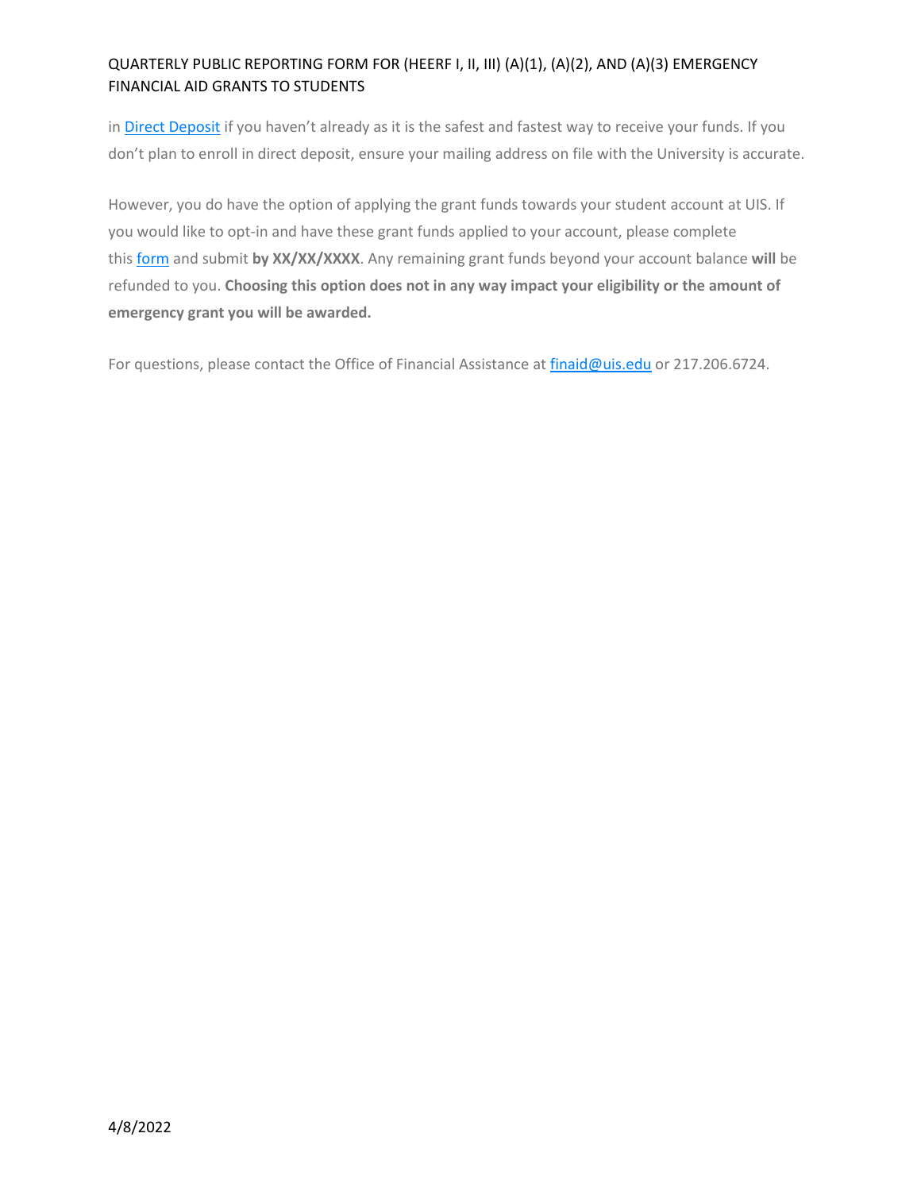in [Direct Deposit] if you haven't already as it is the safest and fastest way to receive your funds. If you don't plan to enroll in direct deposit, ensure your mailing address on file with the University is accurate.

However, you do have the option of applying the grant funds towards your student account at UIS. If you would like to opt-in and have these grant funds applied to your account, please complete this form and submit **by XX/XX/XXXX**. Any remaining grant funds beyond your account balance **will** be refunded to you. **Choosing this option does not in any way impact your eligibility or the amount of emergency grant you will be awarded.**

For questions, please contact the Office of Financial Assistance at finaid@uis.edu or 217.206.6724.